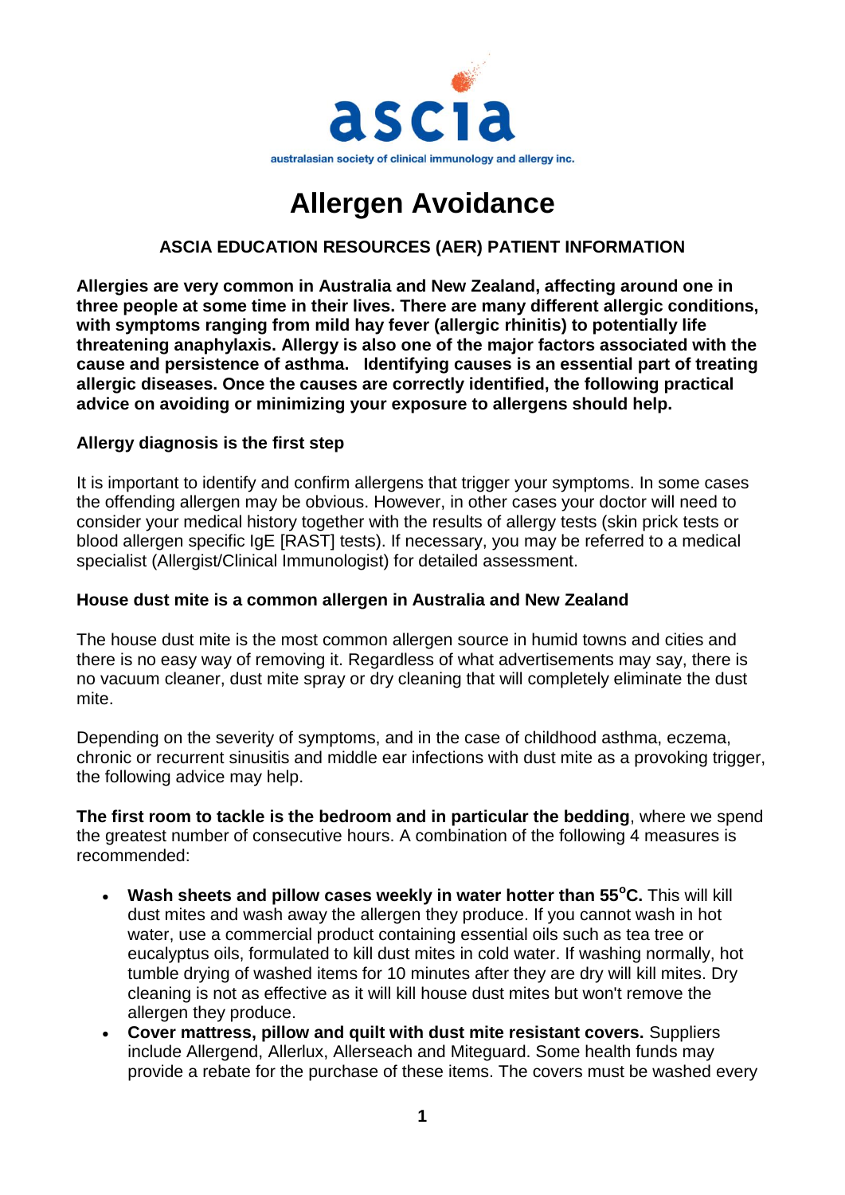ascia

australasian society of clinical immunology and allergy inc.

# Allergen Avoidance

**ASCIA EDUCATION RESOURCES (AER) PATIENT INFORMATION**

**Allergies are very common in Australia and New Zealand, affecting around one in three people at some time in their lives. There are many different allergic conditions, with symptoms ranging from mild hay fever (allergic rhinitis) to potentially life threatening anaphylaxis. Allergy is also one of the major factors associated with the cause and persistence of asthma. Identifying causes is an essential part of treating allergic diseases. Once the causes are correctly identified, the following practical advice on avoiding or minimizing your exposure to allergens should help.**

### Allergy diagnosis is the first step

It is important to identify and confirm allergens that trigger your symptoms. In some cases the offending allergen may be obvious. However, in other cases your doctor will need to consider your medical history together with the results of allergy tests (skin prick tests or blood allergen specific IgE [RAST] tests). If necessary, you may be referred to a medical specialist (Allergist/Clinical Immunologist) for detailed assessment.

### House dust mite is a common allergen in Australia and New Zealand

The house dust mite is the most common allergen source in humid towns and cities and there is no easy way of removing it. Regardless of what advertisements may say, there is no vacuum cleaner, dust mite spray or dry cleaning that will completely eliminate the dust mite.

Depending on the severity of symptoms, and in the case of childhood asthma, eczema, chronic or recurrent sinusitis and middle ear infections with dust mite as a provoking trigger, the following advice may help.

**The first room to tackle is the bedroom and in particular the bedding**, where we spend the greatest number of consecutive hours. A combination of the following 4 measures is recommended:

- **Wash sheets and pillow cases weekly in water hotter than 55$^{o}$C.** This will kill dust mites and wash away the allergen they produce. If you cannot wash in hot water, use a commercial product containing essential oils such as tea tree or eucalyptus oils, formulated to kill dust mites in cold water. If washing normally, hot tumble drying of washed items for 10 minutes after they are dry will kill mites. Dry cleaning is not as effective as it will kill house dust mites but won't remove the allergen they produce.
- **Cover mattress, pillow and quilt with dust mite resistant covers.** Suppliers include Allergend, Allerlux, Allerseach and Miteguard. Some health funds may provide a rebate for the purchase of these items. The covers must be washed every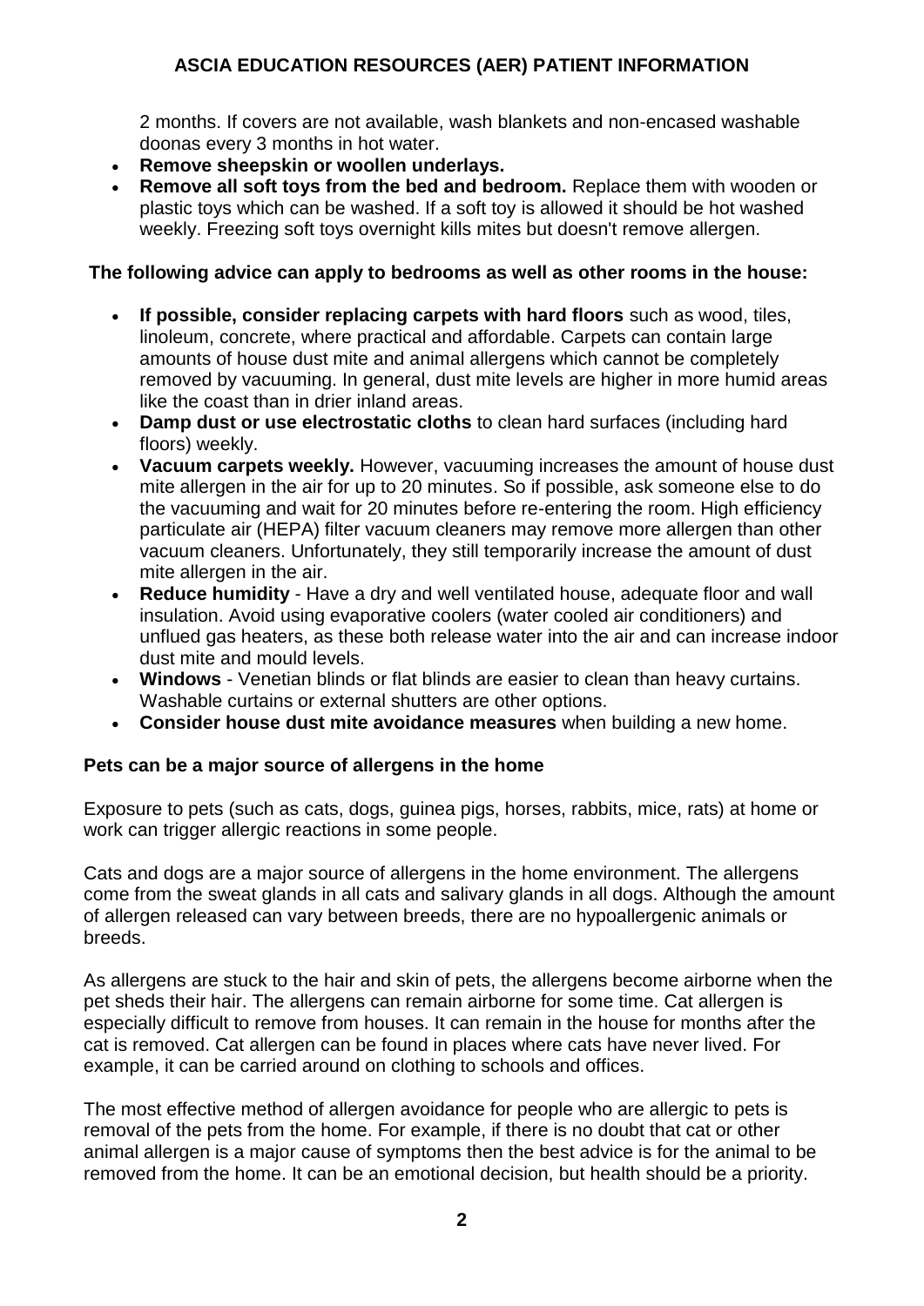2 months. If covers are not available, wash blankets and non-encased washable doonas every 3 months in hot water.

- **Remove sheepskin or woollen underlays.**
- **Remove all soft toys from the bed and bedroom.** Replace them with wooden or plastic toys which can be washed. If a soft toy is allowed it should be hot washed weekly. Freezing soft toys overnight kills mites but doesn't remove allergen.

**The following advice can apply to bedrooms as well as other rooms in the house:**

- **If possible, consider replacing carpets with hard floors** such as wood, tiles, linoleum, concrete, where practical and affordable. Carpets can contain large amounts of house dust mite and animal allergens which cannot be completely removed by vacuuming. In general, dust mite levels are higher in more humid areas like the coast than in drier inland areas.
- **Damp dust or use electrostatic cloths** to clean hard surfaces (including hard floors) weekly.
- **Vacuum carpets weekly.** However, vacuuming increases the amount of house dust mite allergen in the air for up to 20 minutes. So if possible, ask someone else to do the vacuuming and wait for 20 minutes before re-entering the room. High efficiency particulate air (HEPA) filter vacuum cleaners may remove more allergen than other vacuum cleaners. Unfortunately, they still temporarily increase the amount of dust mite allergen in the air.
- **Reduce humidity** - Have a dry and well ventilated house, adequate floor and wall insulation. Avoid using evaporative coolers (water cooled air conditioners) and unflued gas heaters, as these both release water into the air and can increase indoor dust mite and mould levels.
- **Windows** - Venetian blinds or flat blinds are easier to clean than heavy curtains. Washable curtains or external shutters are other options.
- **Consider house dust mite avoidance measures** when building a new home.

**Pets can be a major source of allergens in the home**

Exposure to pets (such as cats, dogs, guinea pigs, horses, rabbits, mice, rats) at home or work can trigger allergic reactions in some people.

Cats and dogs are a major source of allergens in the home environment. The allergens come from the sweat glands in all cats and salivary glands in all dogs. Although the amount of allergen released can vary between breeds, there are no hypoallergenic animals or breeds.

As allergens are stuck to the hair and skin of pets, the allergens become airborne when the pet sheds their hair. The allergens can remain airborne for some time. Cat allergen is especially difficult to remove from houses. It can remain in the house for months after the cat is removed. Cat allergen can be found in places where cats have never lived. For example, it can be carried around on clothing to schools and offices.

The most effective method of allergen avoidance for people who are allergic to pets is removal of the pets from the home. For example, if there is no doubt that cat or other animal allergen is a major cause of symptoms then the best advice is for the animal to be removed from the home. It can be an emotional decision, but health should be a priority.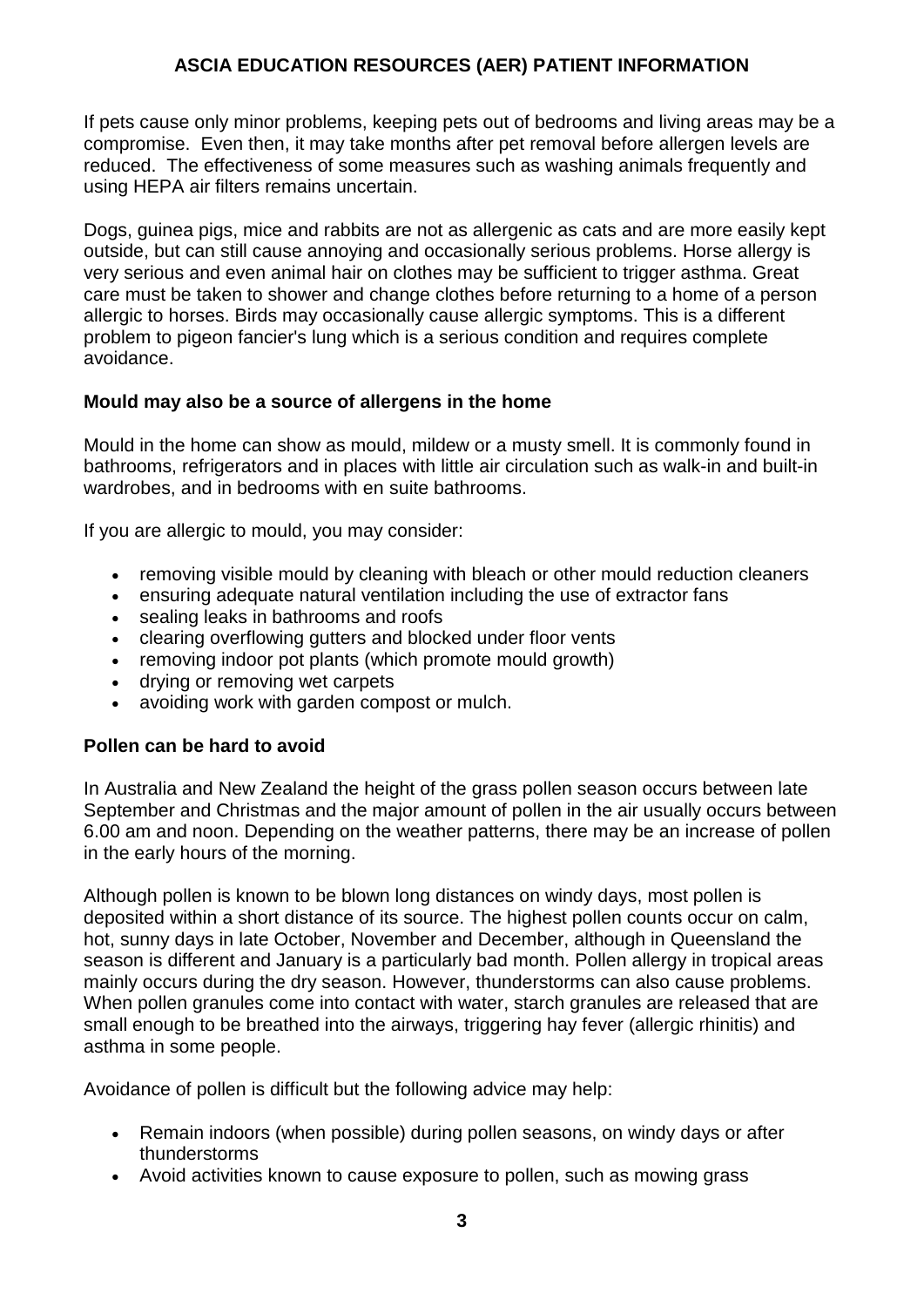If pets cause only minor problems, keeping pets out of bedrooms and living areas may be a compromise.  Even then, it may take months after pet removal before allergen levels are reduced.  The effectiveness of some measures such as washing animals frequently and using HEPA air filters remains uncertain.

Dogs, guinea pigs, mice and rabbits are not as allergenic as cats and are more easily kept outside, but can still cause annoying and occasionally serious problems. Horse allergy is very serious and even animal hair on clothes may be sufficient to trigger asthma. Great care must be taken to shower and change clothes before returning to a home of a person allergic to horses. Birds may occasionally cause allergic symptoms. This is a different problem to pigeon fancier's lung which is a serious condition and requires complete avoidance.

**Mould may also be a source of allergens in the home**

Mould in the home can show as mould, mildew or a musty smell. It is commonly found in bathrooms, refrigerators and in places with little air circulation such as walk-in and built-in wardrobes, and in bedrooms with en suite bathrooms.

If you are allergic to mould, you may consider:

- removing visible mould by cleaning with bleach or other mould reduction cleaners
- ensuring adequate natural ventilation including the use of extractor fans
- sealing leaks in bathrooms and roofs
- clearing overflowing gutters and blocked under floor vents
- removing indoor pot plants (which promote mould growth)
- drying or removing wet carpets
- avoiding work with garden compost or mulch.

**Pollen can be hard to avoid**

In Australia and New Zealand the height of the grass pollen season occurs between late September and Christmas and the major amount of pollen in the air usually occurs between 6.00 am and noon. Depending on the weather patterns, there may be an increase of pollen in the early hours of the morning.

Although pollen is known to be blown long distances on windy days, most pollen is deposited within a short distance of its source. The highest pollen counts occur on calm, hot, sunny days in late October, November and December, although in Queensland the season is different and January is a particularly bad month. Pollen allergy in tropical areas mainly occurs during the dry season. However, thunderstorms can also cause problems. When pollen granules come into contact with water, starch granules are released that are small enough to be breathed into the airways, triggering hay fever (allergic rhinitis) and asthma in some people.

Avoidance of pollen is difficult but the following advice may help:

- Remain indoors (when possible) during pollen seasons, on windy days or after thunderstorms
- Avoid activities known to cause exposure to pollen, such as mowing grass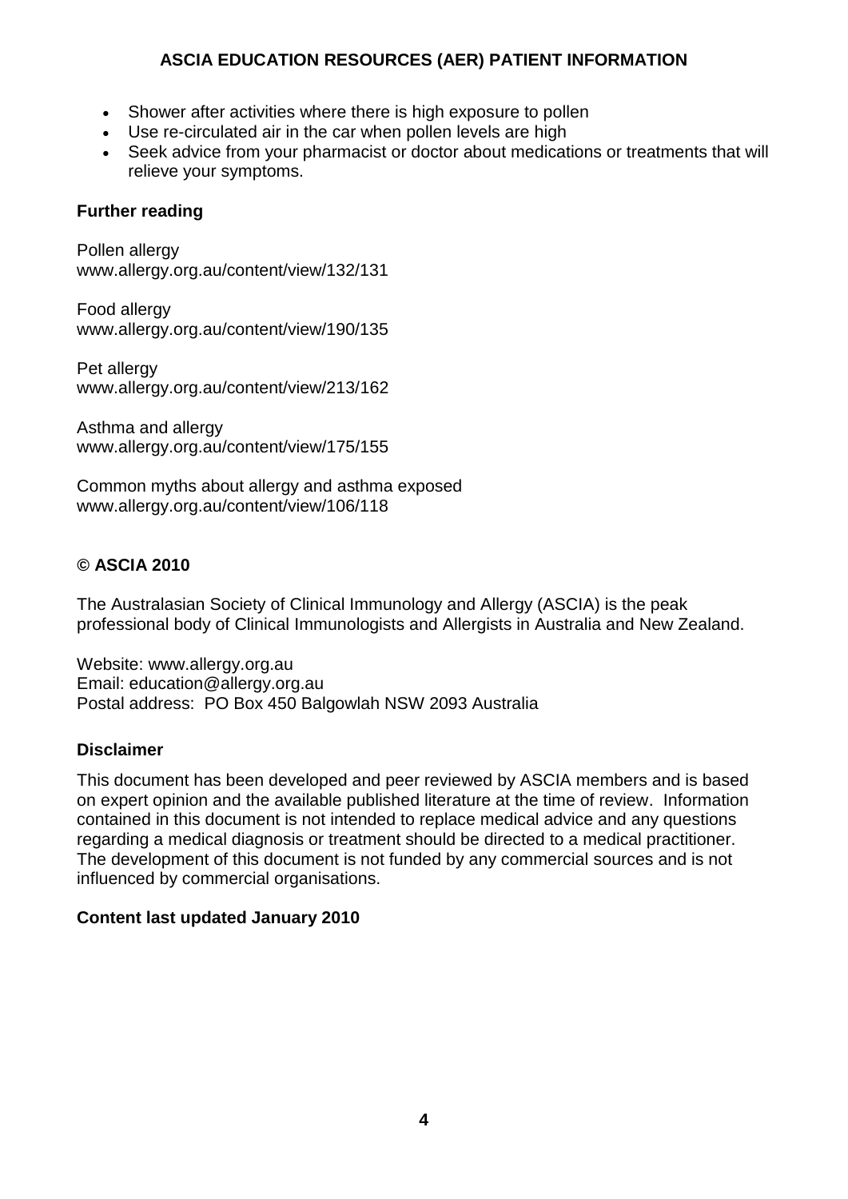- Shower after activities where there is high exposure to pollen
- Use re-circulated air in the car when pollen levels are high
- Seek advice from your pharmacist or doctor about medications or treatments that will relieve your symptoms.

**Further reading**

Pollen allergy
www.allergy.org.au/content/view/132/131

Food allergy
www.allergy.org.au/content/view/190/135

Pet allergy
www.allergy.org.au/content/view/213/162

Asthma and allergy
www.allergy.org.au/content/view/175/155

Common myths about allergy and asthma exposed
www.allergy.org.au/content/view/106/118

**© ASCIA 2010**

The Australasian Society of Clinical Immunology and Allergy (ASCIA) is the peak professional body of Clinical Immunologists and Allergists in Australia and New Zealand.

Website: www.allergy.org.au
Email: education@allergy.org.au
Postal address: PO Box 450 Balgowlah NSW 2093 Australia

**Disclaimer**

This document has been developed and peer reviewed by ASCIA members and is based on expert opinion and the available published literature at the time of review. Information contained in this document is not intended to replace medical advice and any questions regarding a medical diagnosis or treatment should be directed to a medical practitioner. The development of this document is not funded by any commercial sources and is not influenced by commercial organisations.

**Content last updated January 2010**